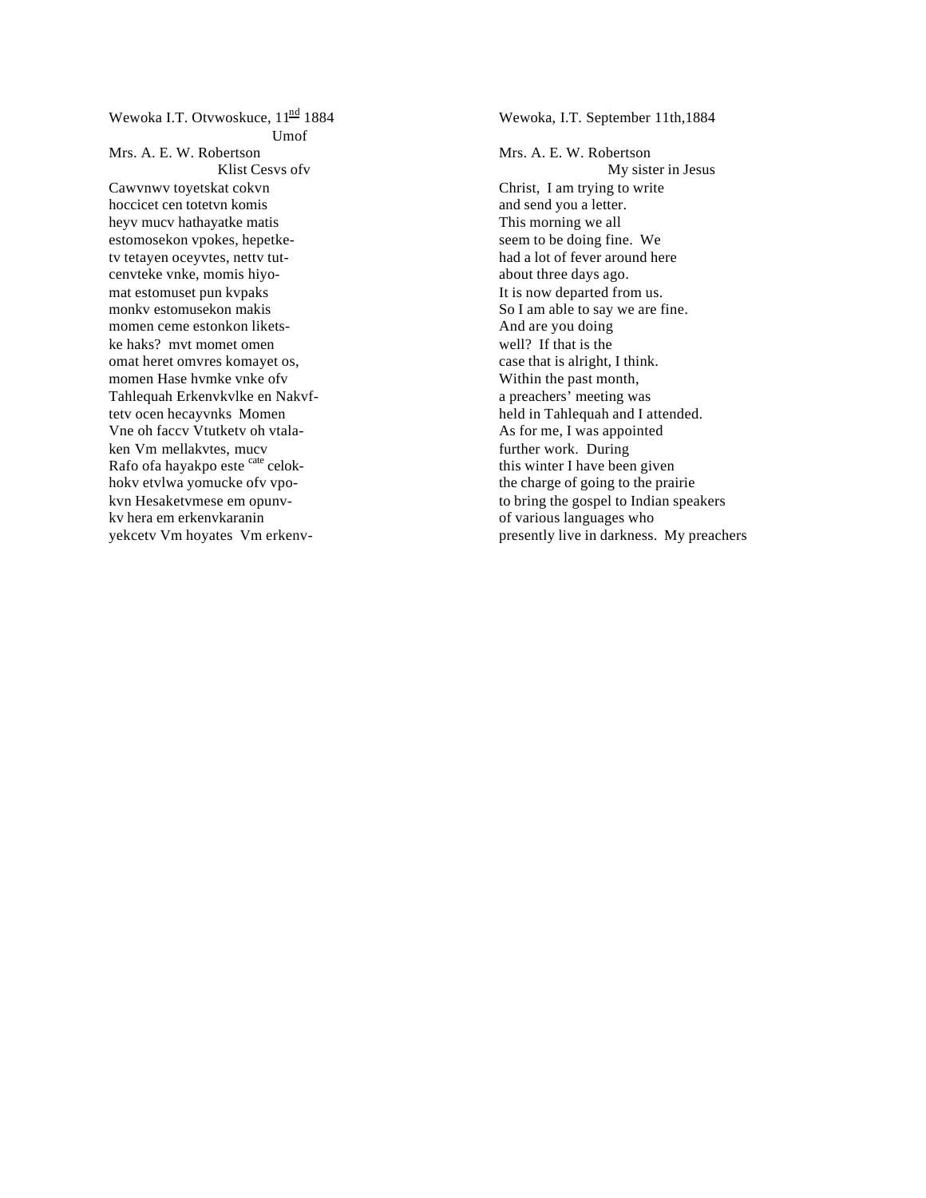Wewoka I.T. Otvwoskuce, 11nd 1884
Umof
Mrs. A. E. W. Robertson
Klist Cesvs ofv
Cawvnwv toyetskat cokvn
hoccicet cen totetvn komis
heyv mucv hathayatke matis
estomosekon vpokes, hepetke-
tv tetayen oceyvtes, nettv tut-
cenvteke vnke, momis hiyo-
mat estomuset pun kvpaks
monkv estomusekon makis
momen ceme estonkon likets-
ke haks? mvt momet omen
omat heret omvres komayet os,
momen Hase hvmke vnke ofv
Tahlequah Erkenvkvlke en Nakvf-
tetv ocen hecayvnks Momen
Vne oh faccv Vtutketv oh vtala-
ken Vm mellakvtes, mucv
Rafo ofa hayakpo este [cate] celok-
hokv etvlwa yomucke ofv vpo-
kvn Hesaketvmese em opunv-
kv hera em erkenvkaranin
yekcetv Vm hoyates Vm erkenv-

Wewoka, I.T. September 11th,1884

Mrs. A. E. W. Robertson
My sister in Jesus
Christ, I am trying to write
and send you a letter.
This morning we all
seem to be doing fine. We
had a lot of fever around here
about three days ago.
It is now departed from us.
So I am able to say we are fine.
And are you doing
well? If that is the
case that is alright, I think.
Within the past month,
a preachers' meeting was
held in Tahlequah and I attended.
As for me, I was appointed
further work. During
this winter I have been given
the charge of going to the prairie
to bring the gospel to Indian speakers
of various languages who
presently live in darkness. My preachers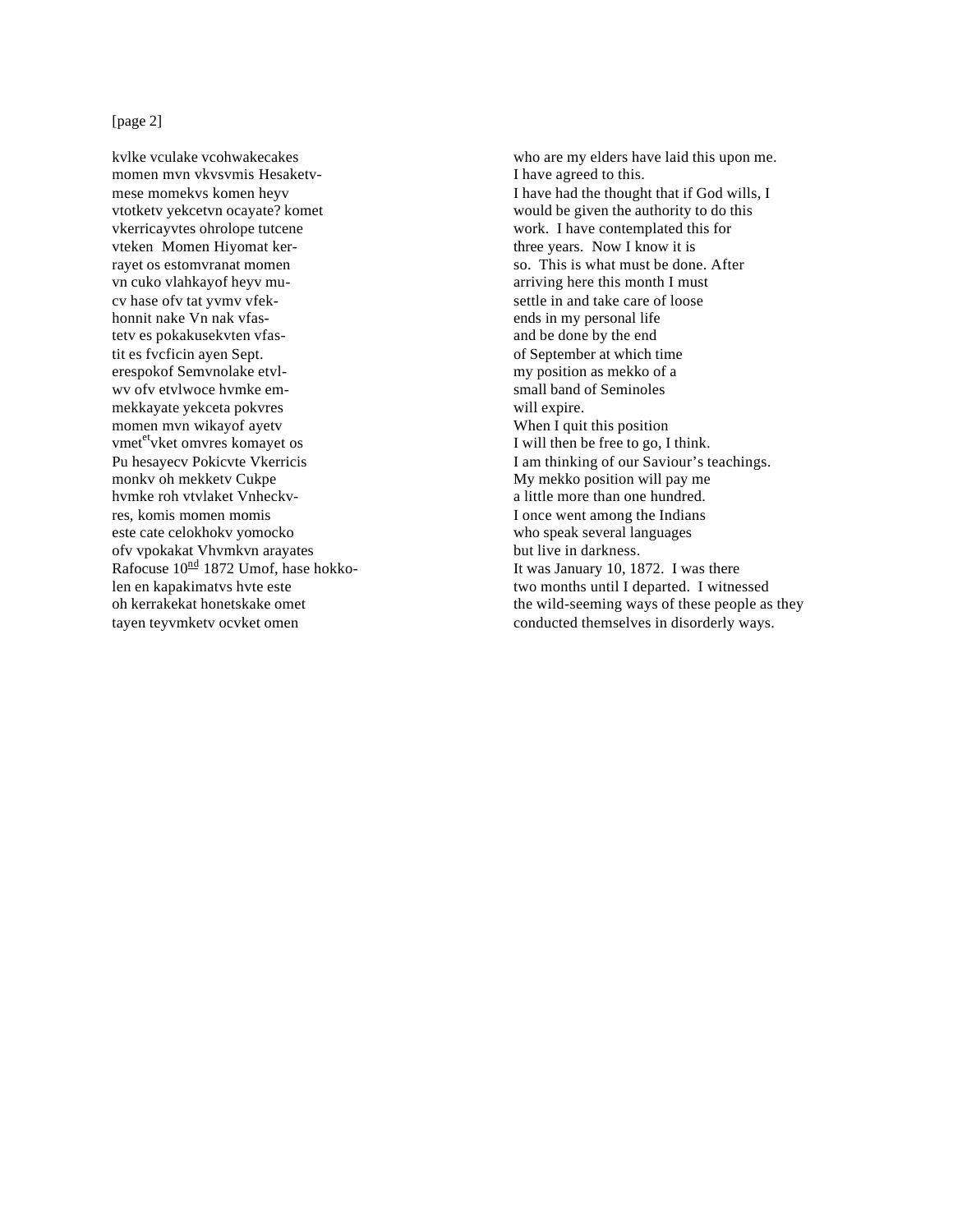[page 2]

kvlke vculake vcohwakecakes
momen mvn vkvsvmis Hesaketv-
mese momekvs komen heyv
vtotketv yekcetvn ocayate? komet
vkerricayvtes ohrolope tutcene
vteken Momen Hiyomat ker-
rayet os estomvranat momen
vn cuko vlahkayof heyv mu-
cv hase ofv tat yvmv vfek-
honnit nake Vn nak vfas-
tetv es pokakusekvten vfas-
tit es fvcficin ayen Sept.
erespokof Semvnolake etvl-
wv ofv etvlwoce hvmke em-
mekkayate yekceta pokvres
momen mvn wikayof ayetv
vmet[et]vket omvres komayet os
Pu hesayecv Pokicvte Vkerricis
monkv oh mekketv Cukpe
hvmke roh vtvlaket Vnheckv-
res, komis momen momis
este cate celokhokv yomocko
ofv vpokakat Vhvmkvn arayates
Rafocuse 10[nd] 1872 Umof, hase hokko-
len en kapakimatvs hvte este
oh kerrakekat honetskake omet
tayen teyvmketv ocvket omen

who are my elders have laid this upon me.
I have agreed to this.
I have had the thought that if God wills, I
would be given the authority to do this
work. I have contemplated this for
three years. Now I know it is
so. This is what must be done. After
arriving here this month I must
settle in and take care of loose
ends in my personal life
and be done by the end
of September at which time
my position as mekko of a
small band of Seminoles
will expire.
When I quit this position
I will then be free to go, I think.
I am thinking of our Saviour's teachings.
My mekko position will pay me
a little more than one hundred.
I once went among the Indians
who speak several languages
but live in darkness.
It was January 10, 1872. I was there
two months until I departed. I witnessed
the wild-seeming ways of these people as they
conducted themselves in disorderly ways.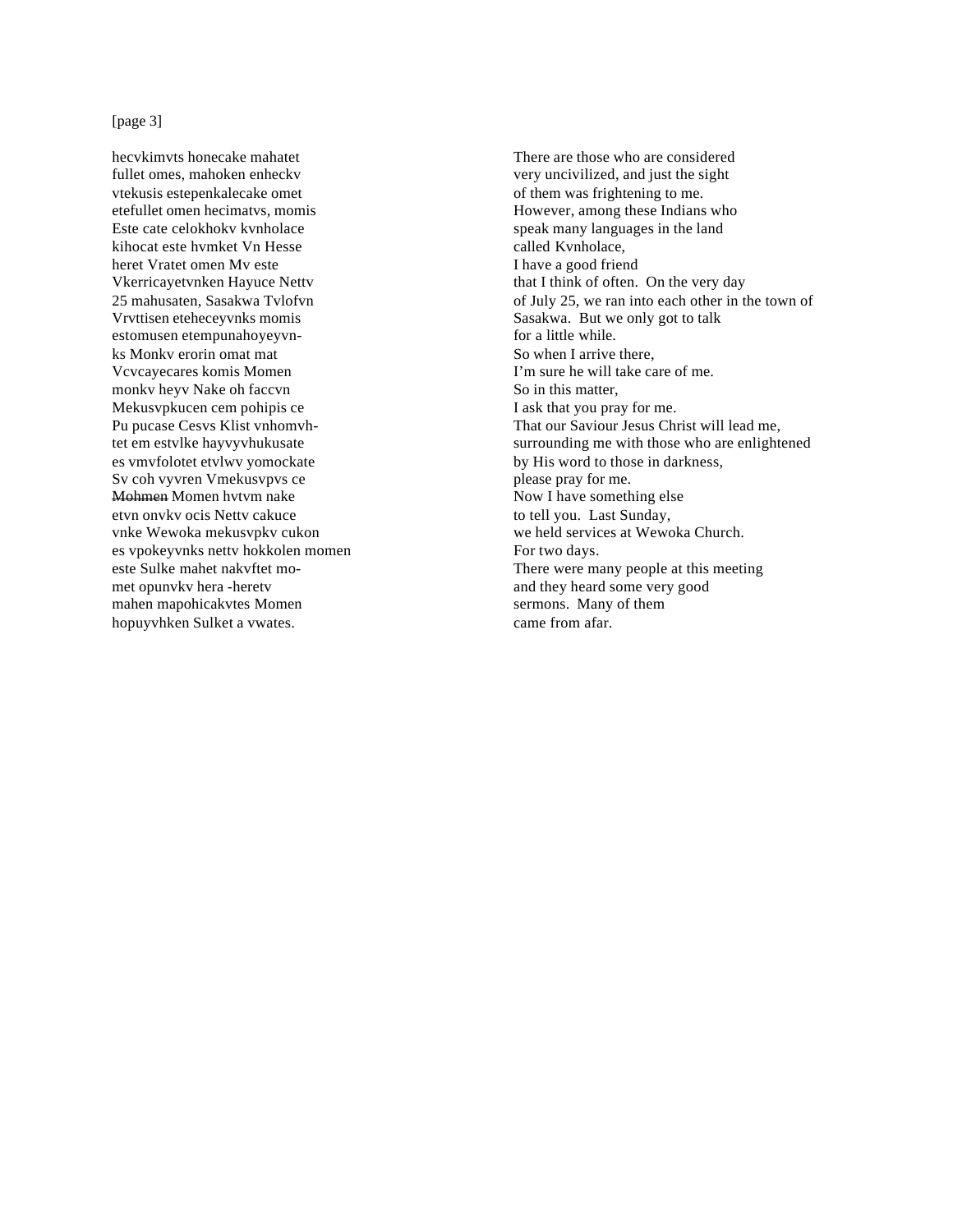[page 3]

hecvkimvts honecake mahatet
fullet omes, mahoken enheckv
vtekusis estepenkalecake omet
etefullet omen hecimatvs, momis
Este cate celokhokv kvnholace
kihocat este hvmket Vn Hesse
heret Vratet omen Mv este
Vkerricayetvnken Hayuce Nettv
25 mahusaten, Sasakwa Tvlofvn
Vrvttisen eteheceyvnks momis
estomusen etempunahoyeyvn-
ks Monkv erorin omat mat
Vcvcayecares komis Momen
monkv heyv Nake oh faccvn
Mekusvpkucen cem pohipis ce
Pu pucase Cesvs Klist vnhomvh-
tet em estvlke hayvyvhukusate
es vmvfolotet etvlwv yomockate
Sv coh vyvren Vmekusvpvs ce
~~Mohmen~~ Momen hvtvm nake
etvn onvkv ocis Nettv cakuce
vnke Wewoka mekusvpkv cukon
es vpokeyvnks nettv hokkolen momen
este Sulke mahet nakvftet mo-
met opunvkv hera -heretv
mahen mapohicakvtes Momen
hopuyvhken Sulket a vwates.

There are those who are considered
very uncivilized, and just the sight
of them was frightening to me.
However, among these Indians who
speak many languages in the land
called Kvnholace,
I have a good friend
that I think of often. On the very day
of July 25, we ran into each other in the town of
Sasakwa. But we only got to talk
for a little while.
So when I arrive there,
I'm sure he will take care of me.
So in this matter,
I ask that you pray for me.
That our Saviour Jesus Christ will lead me,
surrounding me with those who are enlightened
by His word to those in darkness,
please pray for me.
Now I have something else
to tell you. Last Sunday,
we held services at Wewoka Church.
For two days.
There were many people at this meeting
and they heard some very good
sermons. Many of them
came from afar.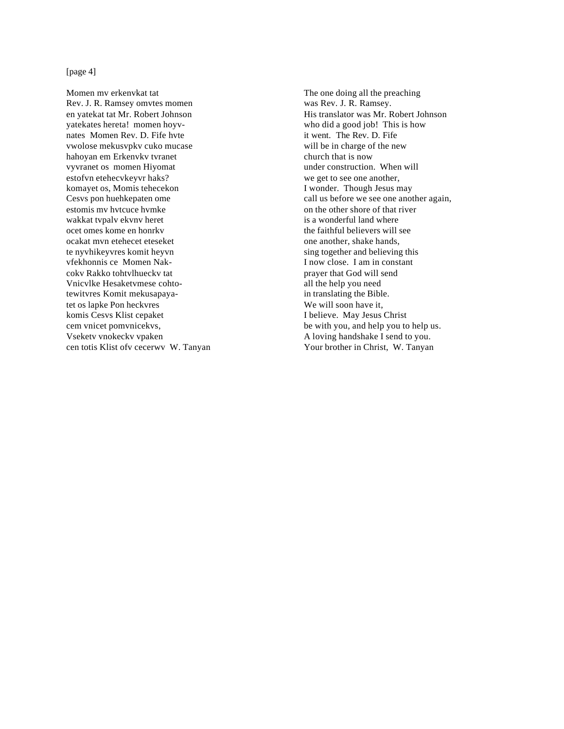[page 4]

Momen mv erkenvkat tat
Rev. J. R. Ramsey omvtes momen
en yatekat tat Mr. Robert Johnson
yatekates hereta!  momen hoyv-
nates  Momen Rev. D. Fife hvte
vwolose mekusvpkv cuko mucase
hahoyan em Erkenvkv tvranet
vyvranet os  momen Hiyomat
estofvn etehecvkeyvr haks?
komayet os, Momis tehecekon
Cesvs pon huehkepaten ome
estomis mv hvtcuce hvmke
wakkat tvpalv ekvnv heret
ocet omes kome en honrkv
ocakat mvn etehecet eteseket
te nyvhikeyvres komit heyvn
vfekhonnis ce  Momen Nak-
cokv Rakko tohtvlhueckv tat
Vnicvlke Hesaketvmese cohto-
tewitvres Komit mekusapaya-
tet os lapke Pon heckvres
komis Cesvs Klist cepaket
cem vnicet pomvnicekvs,
Vseketv vnokeckv vpaken
cen totis Klist ofv cecerwv  W. Tanyan

The one doing all the preaching
was Rev. J. R. Ramsey.
His translator was Mr. Robert Johnson
who did a good job!  This is how
it went.  The Rev. D. Fife
will be in charge of the new
church that is now
under construction.  When will
we get to see one another,
I wonder.  Though Jesus may
call us before we see one another again,
on the other shore of that river
is a wonderful land where
the faithful believers will see
one another, shake hands,
sing together and believing this
I now close.  I am in constant
prayer that God will send
all the help you need
in translating the Bible.
We will soon have it,
I believe.  May Jesus Christ
be with you, and help you to help us.
A loving handshake I send to you.
Your brother in Christ,  W. Tanyan